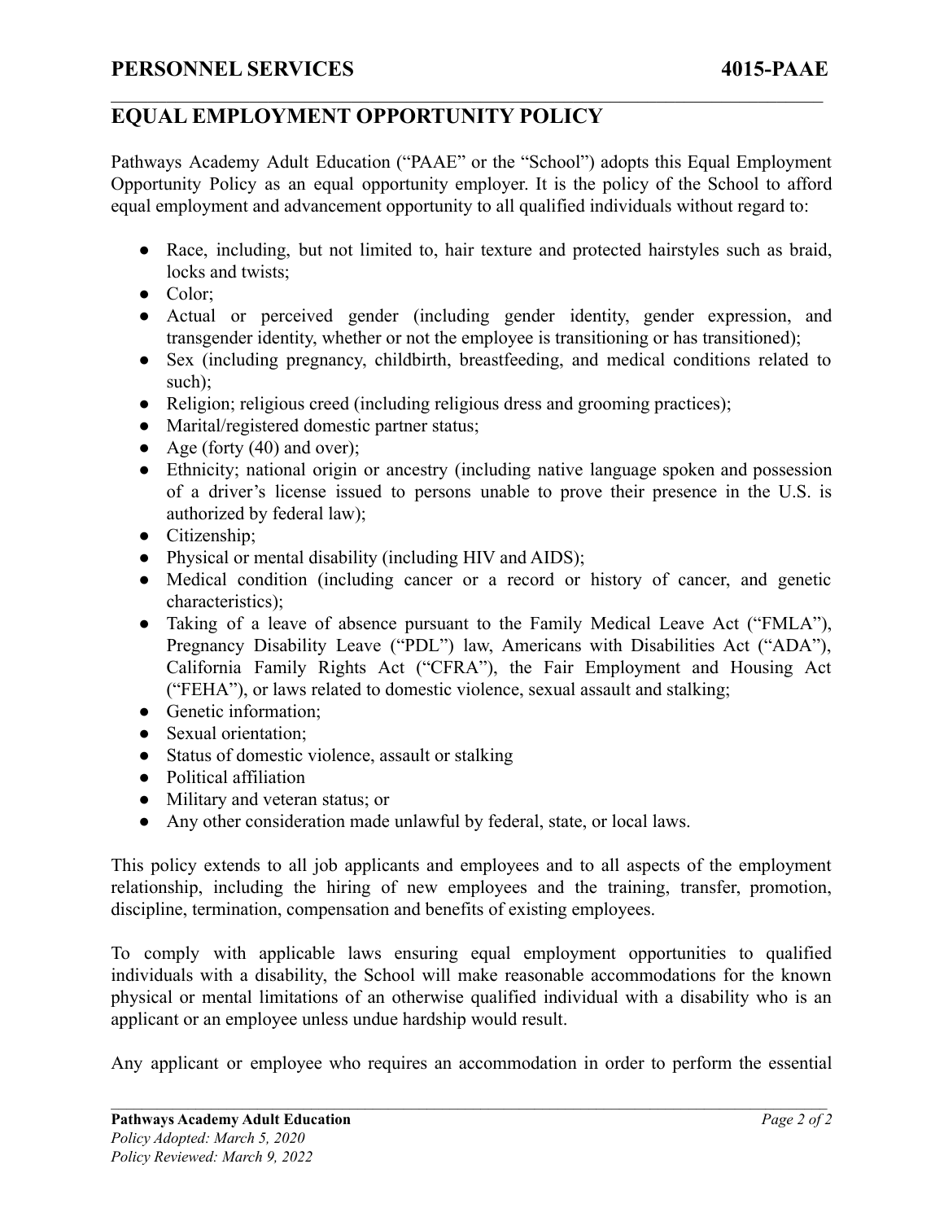# EQUAL EMPLOYMENT OPPORTUNITY POLICY

Pathways Academy Adult Education ("PAAE" or the "School") adopts this Equal Employment Opportunity Policy as an equal opportunity employer. It is the policy of the School to afford equal employment and advancement opportunity to all qualified individuals without regard to:

- Race, including, but not limited to, hair texture and protected hairstyles such as braid, locks and twists;
- Color;
- Actual or perceived gender (including gender identity, gender expression, and transgender identity, whether or not the employee is transitioning or has transitioned);
- Sex (including pregnancy, childbirth, breastfeeding, and medical conditions related to such);
- Religion; religious creed (including religious dress and grooming practices);
- Marital/registered domestic partner status;
- Age (forty (40) and over);
- Ethnicity; national origin or ancestry (including native language spoken and possession of a driver's license issued to persons unable to prove their presence in the U.S. is authorized by federal law);
- Citizenship;
- Physical or mental disability (including HIV and AIDS);
- Medical condition (including cancer or a record or history of cancer, and genetic characteristics);
- Taking of a leave of absence pursuant to the Family Medical Leave Act ("FMLA"), Pregnancy Disability Leave ("PDL") law, Americans with Disabilities Act ("ADA"), California Family Rights Act ("CFRA"), the Fair Employment and Housing Act ("FEHA"), or laws related to domestic violence, sexual assault and stalking;
- Genetic information;
- Sexual orientation;
- Status of domestic violence, assault or stalking
- Political affiliation
- Military and veteran status; or
- Any other consideration made unlawful by federal, state, or local laws.

This policy extends to all job applicants and employees and to all aspects of the employment relationship, including the hiring of new employees and the training, transfer, promotion, discipline, termination, compensation and benefits of existing employees.

To comply with applicable laws ensuring equal employment opportunities to qualified individuals with a disability, the School will make reasonable accommodations for the known physical or mental limitations of an otherwise qualified individual with a disability who is an applicant or an employee unless undue hardship would result.

Any applicant or employee who requires an accommodation in order to perform the essential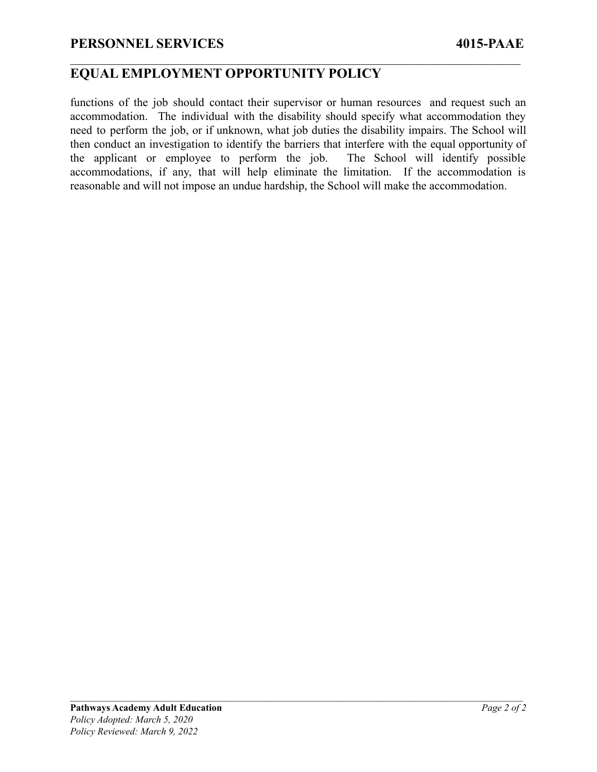functions of the job should contact their supervisor or human resources and request such an accommodation. The individual with the disability should specify what accommodation they need to perform the job, or if unknown, what job duties the disability impairs. The School will then conduct an investigation to identify the barriers that interfere with the equal opportunity of the applicant or employee to perform the job. The School will identify possible accommodations, if any, that will help eliminate the limitation. If the accommodation is reasonable and will not impose an undue hardship, the School will make the accommodation.